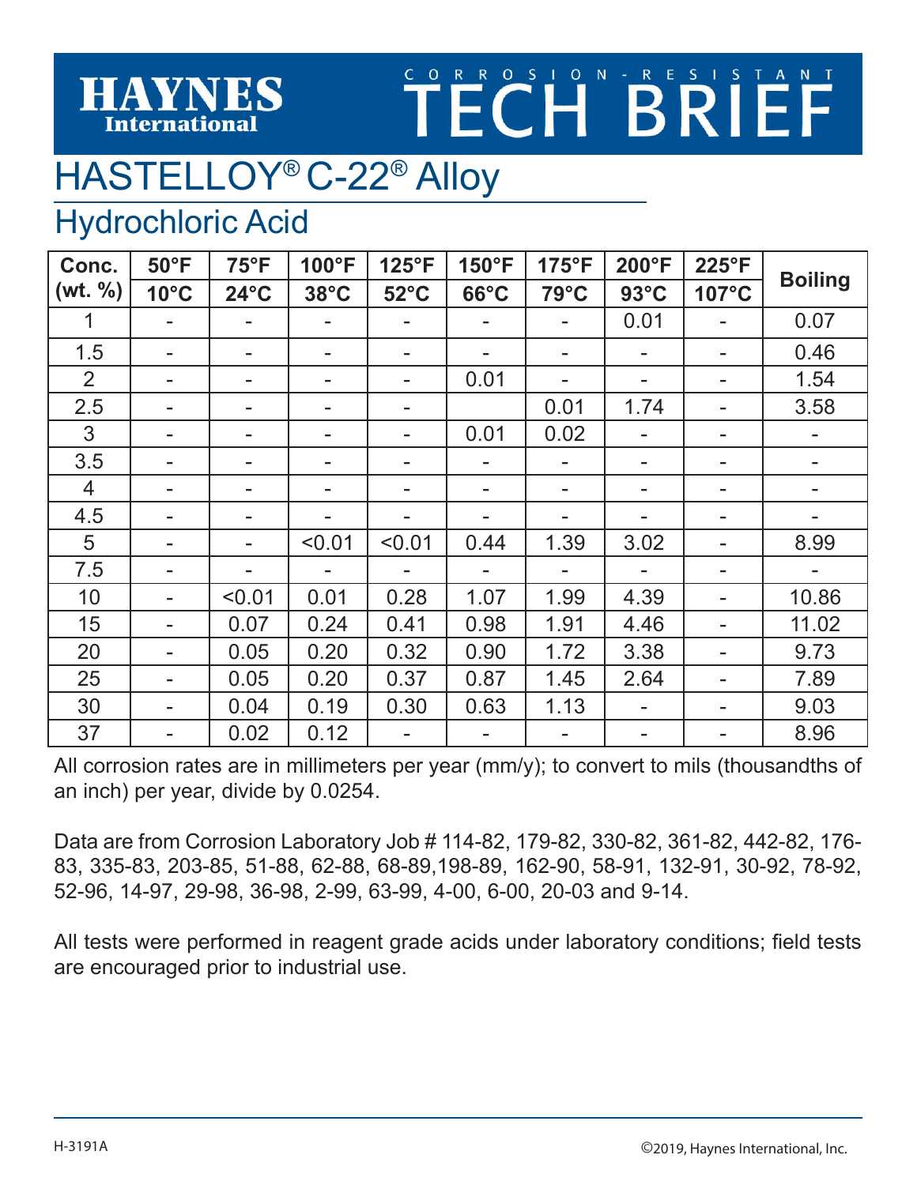# HAYNES International

## CORROSION-RESISTANT TECH BRIEF

# HASTELLOY® C-22® Alloy

## Hydrochloric Acid

| Conc. (wt. %) | 50°F 10°C | 75°F 24°C | 100°F 38°C | 125°F 52°C | 150°F 66°C | 175°F 79°C | 200°F 93°C | 225°F 107°C | Boiling |
|---|---|---|---|---|---|---|---|---|---|
| 1 | - | - | - | - | - | - | 0.01 | - | 0.07 |
| 1.5 | - | - | - | - | - | - | - | - | 0.46 |
| 2 | - | - | - | - | 0.01 | - | - | - | 1.54 |
| 2.5 | - | - | - | - | | 0.01 | 1.74 | - | 3.58 |
| 3 | - | - | - | - | 0.01 | 0.02 | - | - | - |
| 3.5 | - | - | - | - | - | - | - | - | - |
| 4 | - | - | - | - | - | - | - | - | - |
| 4.5 | - | - | - | - | - | - | - | - | - |
| 5 | - | - | <0.01 | <0.01 | 0.44 | 1.39 | 3.02 | - | 8.99 |
| 7.5 | - | - | - | - | - | - | - | - | - |
| 10 | - | <0.01 | 0.01 | 0.28 | 1.07 | 1.99 | 4.39 | - | 10.86 |
| 15 | - | 0.07 | 0.24 | 0.41 | 0.98 | 1.91 | 4.46 | - | 11.02 |
| 20 | - | 0.05 | 0.20 | 0.32 | 0.90 | 1.72 | 3.38 | - | 9.73 |
| 25 | - | 0.05 | 0.20 | 0.37 | 0.87 | 1.45 | 2.64 | - | 7.89 |
| 30 | - | 0.04 | 0.19 | 0.30 | 0.63 | 1.13 | - | - | 9.03 |
| 37 | - | 0.02 | 0.12 | - | - | - | - | - | 8.96 |

All corrosion rates are in millimeters per year (mm/y); to convert to mils (thousandths of an inch) per year, divide by 0.0254.

Data are from Corrosion Laboratory Job # 114-82, 179-82, 330-82, 361-82, 442-82, 176-83, 335-83, 203-85, 51-88, 62-88, 68-89,198-89, 162-90, 58-91, 132-91, 30-92, 78-92, 52-96, 14-97, 29-98, 36-98, 2-99, 63-99, 4-00, 6-00, 20-03 and 9-14.

All tests were performed in reagent grade acids under laboratory conditions; field tests are encouraged prior to industrial use.

H-3191A

©2019, Haynes International, Inc.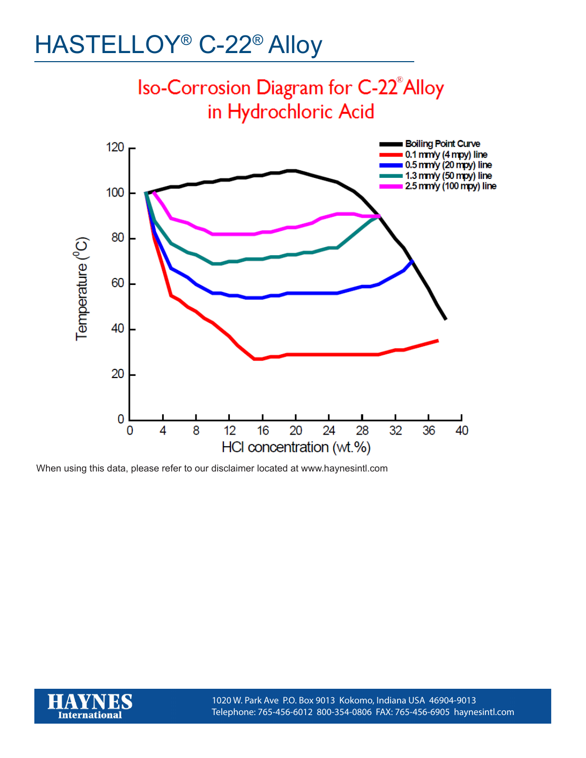# HASTELLOY® C-22® Alloy

## Iso-Corrosion Diagram for C-22® Alloy in Hydrochloric Acid

Boiling Point Curve
0.1 mm/y (4 mpy) line
0.5 mm/y (20 mpy) line
1.3 mm/y (50 mpy) line
2.5 mm/y (100 mpy) line

Temperature (°C)
0
20
40
60
80
100
120

HCl concentration (wt.%)
0
4
8
12
16
20
24
28
32
36
40

When using this data, please refer to our disclaimer located at www.haynesintl.com

HAYNES International

1020 W. Park Ave P.O. Box 9013 Kokomo, Indiana USA 46904-9013
Telephone: 765-456-6012 800-354-0806 FAX: 765-456-6905 haynesintl.com